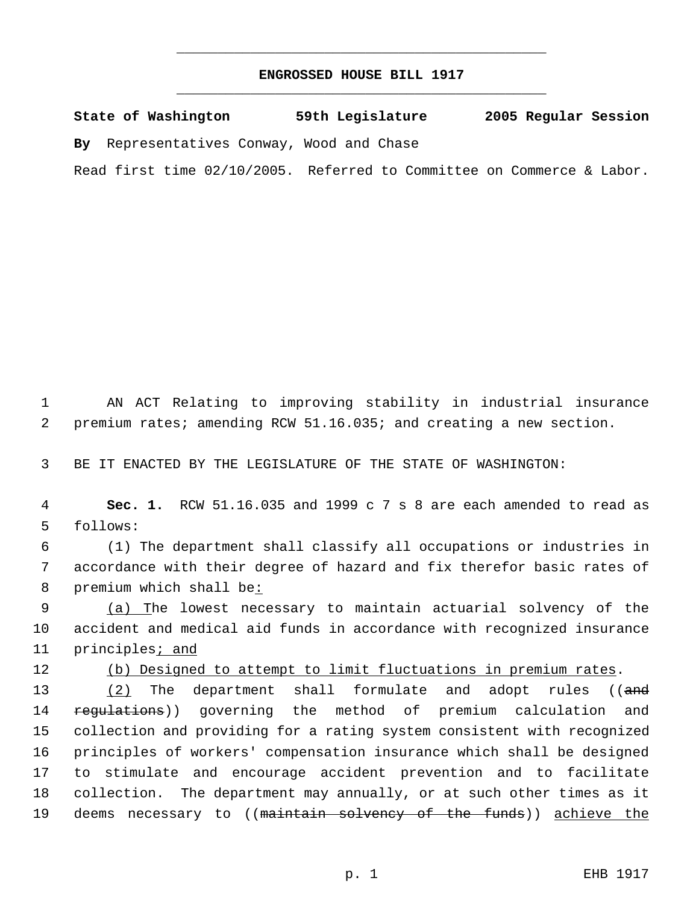# ENGROSSED HOUSE BILL 1917

**State of Washington 59th Legislature 2005 Regular Session**

**By** Representatives Conway, Wood and Chase

Read first time 02/10/2005. Referred to Committee on Commerce & Labor.

AN ACT Relating to improving stability in industrial insurance premium rates; amending RCW 51.16.035; and creating a new section.

BE IT ENACTED BY THE LEGISLATURE OF THE STATE OF WASHINGTON:

**Sec. 1.** RCW 51.16.035 and 1999 c 7 s 8 are each amended to read as follows:

(1) The department shall classify all occupations or industries in accordance with their degree of hazard and fix therefor basic rates of premium which shall be:

(a) The lowest necessary to maintain actuarial solvency of the accident and medical aid funds in accordance with recognized insurance principles; and

(b) Designed to attempt to limit fluctuations in premium rates.

(2) The department shall formulate and adopt rules ((~~and regulations~~)) governing the method of premium calculation and collection and providing for a rating system consistent with recognized principles of workers' compensation insurance which shall be designed to stimulate and encourage accident prevention and to facilitate collection. The department may annually, or at such other times as it deems necessary to ((~~maintain solvency of the funds~~)) achieve the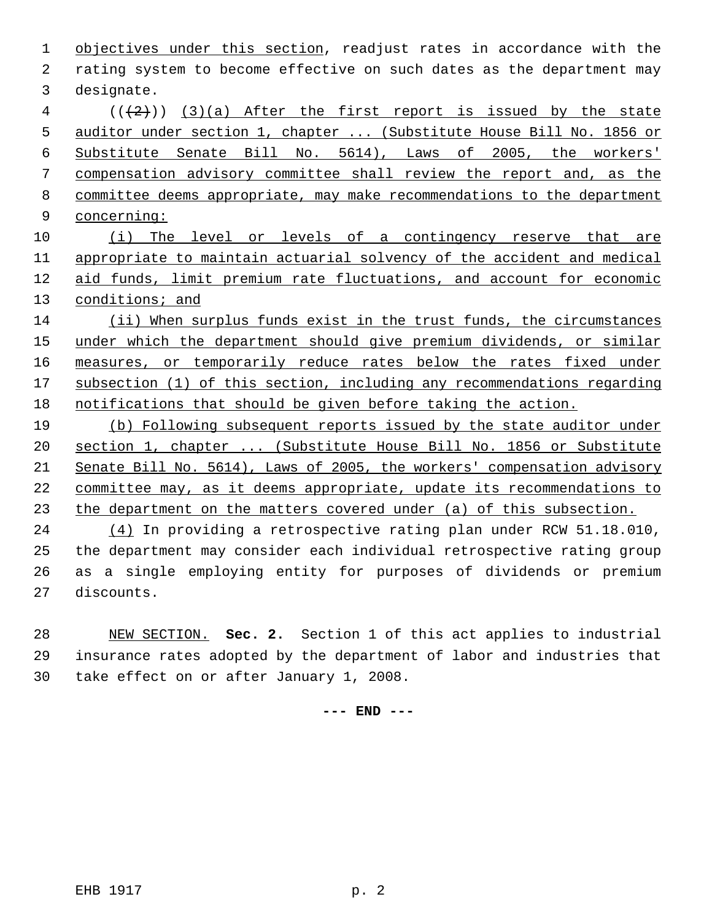objectives under this section, readjust rates in accordance with the rating system to become effective on such dates as the department may designate.

((~~(2)~~)) (3)(a) After the first report is issued by the state auditor under section 1, chapter ... (Substitute House Bill No. 1856 or Substitute Senate Bill No. 5614), Laws of 2005, the workers' compensation advisory committee shall review the report and, as the committee deems appropriate, may make recommendations to the department concerning:

(i) The level or levels of a contingency reserve that are appropriate to maintain actuarial solvency of the accident and medical aid funds, limit premium rate fluctuations, and account for economic conditions; and

(ii) When surplus funds exist in the trust funds, the circumstances under which the department should give premium dividends, or similar measures, or temporarily reduce rates below the rates fixed under subsection (1) of this section, including any recommendations regarding notifications that should be given before taking the action.

(b) Following subsequent reports issued by the state auditor under section 1, chapter ... (Substitute House Bill No. 1856 or Substitute Senate Bill No. 5614), Laws of 2005, the workers' compensation advisory committee may, as it deems appropriate, update its recommendations to the department on the matters covered under (a) of this subsection.

(4) In providing a retrospective rating plan under RCW 51.18.010, the department may consider each individual retrospective rating group as a single employing entity for purposes of dividends or premium discounts.

NEW SECTION. **Sec. 2.** Section 1 of this act applies to industrial insurance rates adopted by the department of labor and industries that take effect on or after January 1, 2008.

**--- END ---**